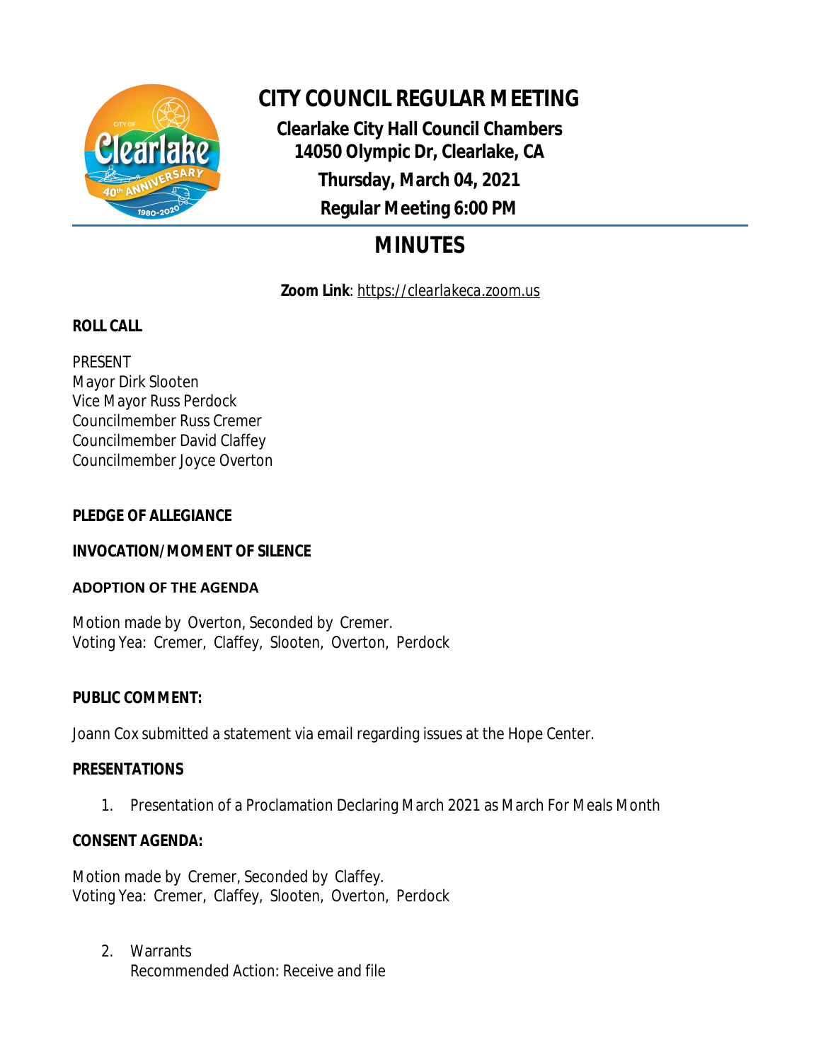# CITY COUNCIL REGULAR MEETING

**Clearlake City Hall Council Chambers**
**14050 Olympic Dr, Clearlake, CA**
**Thursday, March 04, 2021**
**Regular Meeting 6:00 PM**

## MINUTES

**Zoom Link**: https://clearlakeca.zoom.us

**ROLL CALL**

PRESENT
Mayor Dirk Slooten
Vice Mayor Russ Perdock
Councilmember Russ Cremer
Councilmember David Claffey
Councilmember Joyce Overton

**PLEDGE OF ALLEGIANCE**

**INVOCATION/MOMENT OF SILENCE**

**ADOPTION OF THE AGENDA**

Motion made by Overton, Seconded by Cremer.
Voting Yea: Cremer, Claffey, Slooten, Overton, Perdock

**PUBLIC COMMENT:**

Joann Cox submitted a statement via email regarding issues at the Hope Center.

**PRESENTATIONS**

1. Presentation of a Proclamation Declaring March 2021 as March For Meals Month

**CONSENT AGENDA:**

Motion made by Cremer, Seconded by Claffey.
Voting Yea: Cremer, Claffey, Slooten, Overton, Perdock

2. Warrants
   Recommended Action: Receive and file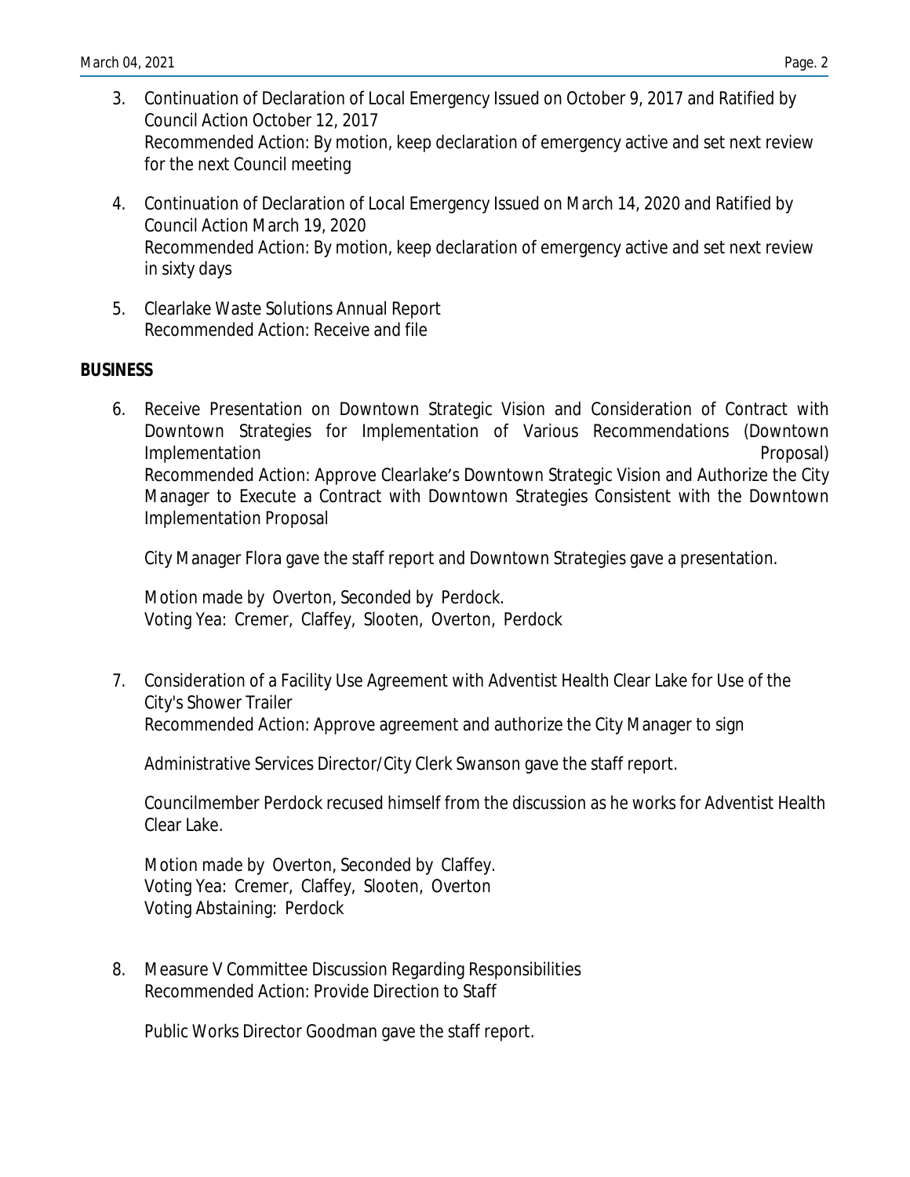3. Continuation of Declaration of Local Emergency Issued on October 9, 2017 and Ratified by Council Action October 12, 2017
   Recommended Action: By motion, keep declaration of emergency active and set next review for the next Council meeting

4. Continuation of Declaration of Local Emergency Issued on March 14, 2020 and Ratified by Council Action March 19, 2020
   Recommended Action: By motion, keep declaration of emergency active and set next review in sixty days

5. Clearlake Waste Solutions Annual Report
   Recommended Action: Receive and file

**BUSINESS**

6. Receive Presentation on Downtown Strategic Vision and Consideration of Contract with Downtown Strategies for Implementation of Various Recommendations (Downtown Implementation Proposal)
   Recommended Action: Approve Clearlake's Downtown Strategic Vision and Authorize the City Manager to Execute a Contract with Downtown Strategies Consistent with the Downtown Implementation Proposal

   City Manager Flora gave the staff report and Downtown Strategies gave a presentation.

   Motion made by Overton, Seconded by Perdock.
   Voting Yea: Cremer, Claffey, Slooten, Overton, Perdock

7. Consideration of a Facility Use Agreement with Adventist Health Clear Lake for Use of the City's Shower Trailer
   Recommended Action: Approve agreement and authorize the City Manager to sign

   Administrative Services Director/City Clerk Swanson gave the staff report.

   Councilmember Perdock recused himself from the discussion as he works for Adventist Health Clear Lake.

   Motion made by Overton, Seconded by Claffey.
   Voting Yea: Cremer, Claffey, Slooten, Overton
   Voting Abstaining: Perdock

8. Measure V Committee Discussion Regarding Responsibilities
   Recommended Action: Provide Direction to Staff

   Public Works Director Goodman gave the staff report.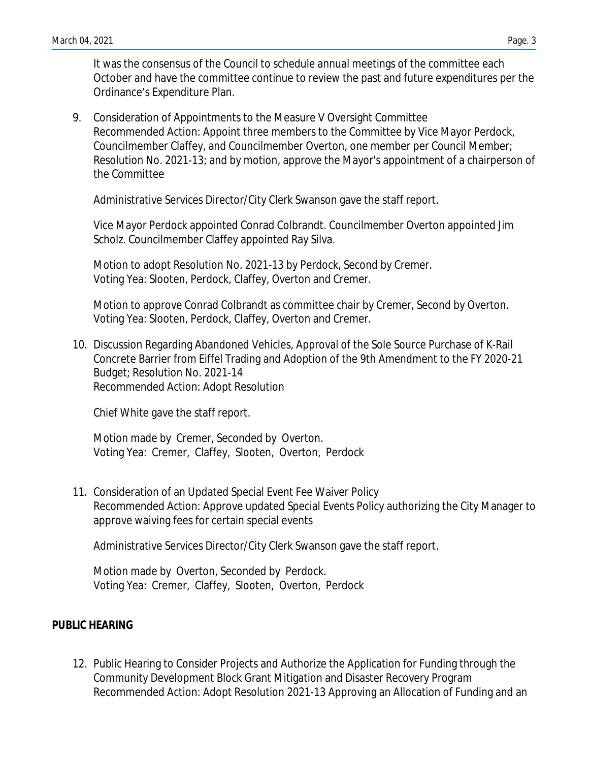It was the consensus of the Council to schedule annual meetings of the committee each October and have the committee continue to review the past and future expenditures per the Ordinance's Expenditure Plan.

9. Consideration of Appointments to the Measure V Oversight Committee
   Recommended Action: Appoint three members to the Committee by Vice Mayor Perdock, Councilmember Claffey, and Councilmember Overton, one member per Council Member; Resolution No. 2021-13; and by motion, approve the Mayor's appointment of a chairperson of the Committee

   Administrative Services Director/City Clerk Swanson gave the staff report.

   Vice Mayor Perdock appointed Conrad Colbrandt. Councilmember Overton appointed Jim Scholz. Councilmember Claffey appointed Ray Silva.

   Motion to adopt Resolution No. 2021-13 by Perdock, Second by Cremer.
   Voting Yea: Slooten, Perdock, Claffey, Overton and Cremer.

   Motion to approve Conrad Colbrandt as committee chair by Cremer, Second by Overton.
   Voting Yea: Slooten, Perdock, Claffey, Overton and Cremer.

10. Discussion Regarding Abandoned Vehicles, Approval of the Sole Source Purchase of K-Rail Concrete Barrier from Eiffel Trading and Adoption of the 9th Amendment to the FY 2020-21 Budget; Resolution No. 2021-14
    Recommended Action: Adopt Resolution

    Chief White gave the staff report.

    Motion made by Cremer, Seconded by Overton.
    Voting Yea: Cremer, Claffey, Slooten, Overton, Perdock

11. Consideration of an Updated Special Event Fee Waiver Policy
    Recommended Action: Approve updated Special Events Policy authorizing the City Manager to approve waiving fees for certain special events

    Administrative Services Director/City Clerk Swanson gave the staff report.

    Motion made by Overton, Seconded by Perdock.
    Voting Yea: Cremer, Claffey, Slooten, Overton, Perdock

**PUBLIC HEARING**

12. Public Hearing to Consider Projects and Authorize the Application for Funding through the Community Development Block Grant Mitigation and Disaster Recovery Program
    Recommended Action: Adopt Resolution 2021-13 Approving an Allocation of Funding and an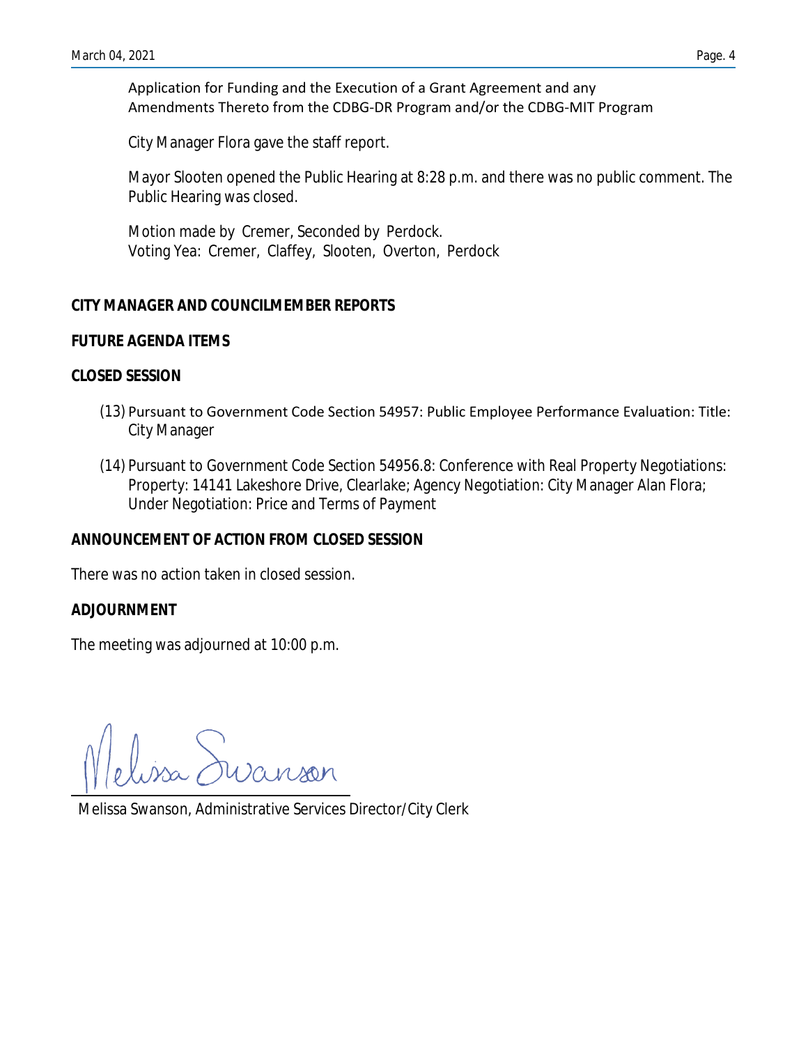Application for Funding and the Execution of a Grant Agreement and any Amendments Thereto from the CDBG-DR Program and/or the CDBG-MIT Program

City Manager Flora gave the staff report.

Mayor Slooten opened the Public Hearing at 8:28 p.m. and there was no public comment. The Public Hearing was closed.

Motion made by Cremer, Seconded by Perdock.
Voting Yea: Cremer, Claffey, Slooten, Overton, Perdock

**CITY MANAGER AND COUNCILMEMBER REPORTS**

**FUTURE AGENDA ITEMS**

**CLOSED SESSION**

(13) Pursuant to Government Code Section 54957: Public Employee Performance Evaluation: Title: City Manager

(14) Pursuant to Government Code Section 54956.8: Conference with Real Property Negotiations: Property: 14141 Lakeshore Drive, Clearlake; Agency Negotiation: City Manager Alan Flora; Under Negotiation: Price and Terms of Payment

**ANNOUNCEMENT OF ACTION FROM CLOSED SESSION**

There was no action taken in closed session.

**ADJOURNMENT**

The meeting was adjourned at 10:00 p.m.

Melissa Swanson, Administrative Services Director/City Clerk